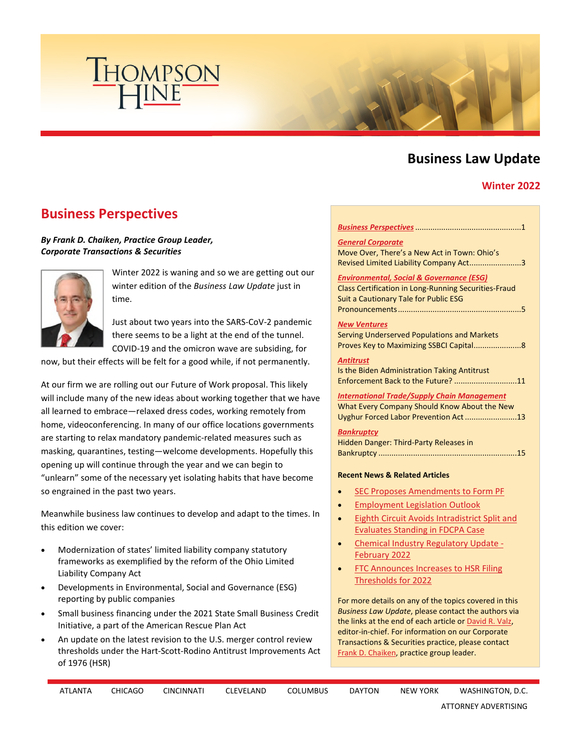# Business Law Update

**Winter 2022**

## Business Perspectives

***By Frank D. Chaiken, Practice Group Leader, Corporate Transactions & Securities***

Winter 2022 is waning and so we are getting out our winter edition of the *Business Law Update* just in time.

Just about two years into the SARS-CoV-2 pandemic there seems to be a light at the end of the tunnel. COVID-19 and the omicron wave are subsiding, for now, but their effects will be felt for a good while, if not permanently.

At our firm we are rolling out our Future of Work proposal. This likely will include many of the new ideas about working together that we have all learned to embrace—relaxed dress codes, working remotely from home, videoconferencing. In many of our office locations governments are starting to relax mandatory pandemic-related measures such as masking, quarantines, testing—welcome developments. Hopefully this opening up will continue through the year and we can begin to "unlearn" some of the necessary yet isolating habits that have become so engrained in the past two years.

Meanwhile business law continues to develop and adapt to the times. In this edition we cover:

- Modernization of states' limited liability company statutory frameworks as exemplified by the reform of the Ohio Limited Liability Company Act
- Developments in Environmental, Social and Governance (ESG) reporting by public companies
- Small business financing under the 2021 State Small Business Credit Initiative, a part of the American Rescue Plan Act
- An update on the latest revision to the U.S. merger control review thresholds under the Hart-Scott-Rodino Antitrust Improvements Act of 1976 (HSR)

---

***Business Perspectives*** ....1

***General Corporate***
Move Over, There's a New Act in Town: Ohio's Revised Limited Liability Company Act....3

***Environmental, Social & Governance (ESG)***
Class Certification in Long-Running Securities-Fraud Suit a Cautionary Tale for Public ESG Pronouncements....5

***New Ventures***
Serving Underserved Populations and Markets Proves Key to Maximizing SSBCI Capital....8

***Antitrust***
Is the Biden Administration Taking Antitrust Enforcement Back to the Future? ....11

***International Trade/Supply Chain Management***
What Every Company Should Know About the New Uyghur Forced Labor Prevention Act....13

***Bankruptcy***
Hidden Danger: Third-Party Releases in Bankruptcy....15

**Recent News & Related Articles**

- SEC Proposes Amendments to Form PF
- Employment Legislation Outlook
- Eighth Circuit Avoids Intradistrict Split and Evaluates Standing in FDCPA Case
- Chemical Industry Regulatory Update - February 2022
- FTC Announces Increases to HSR Filing Thresholds for 2022

For more details on any of the topics covered in this *Business Law Update*, please contact the authors via the links at the end of each article or David R. Valz, editor-in-chief. For information on our Corporate Transactions & Securities practice, please contact Frank D. Chaiken, practice group leader.

ATLANTA CHICAGO CINCINNATI CLEVELAND COLUMBUS DAYTON NEW YORK WASHINGTON, D.C.

ATTORNEY ADVERTISING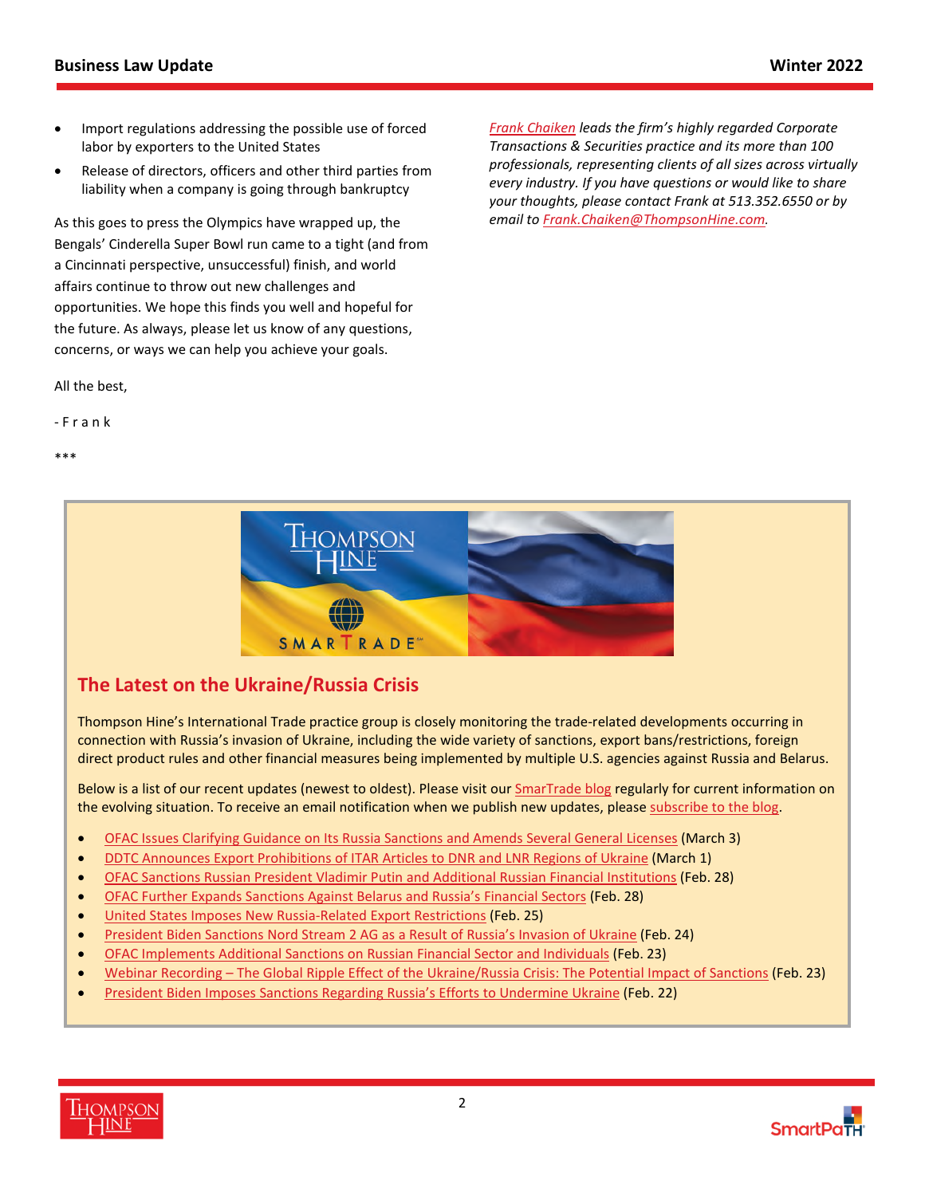- Import regulations addressing the possible use of forced labor by exporters to the United States
- Release of directors, officers and other third parties from liability when a company is going through bankruptcy

As this goes to press the Olympics have wrapped up, the Bengals' Cinderella Super Bowl run came to a tight (and from a Cincinnati perspective, unsuccessful) finish, and world affairs continue to throw out new challenges and opportunities. We hope this finds you well and hopeful for the future. As always, please let us know of any questions, concerns, or ways we can help you achieve your goals.

All the best,

- F r a n k

*Frank Chaiken leads the firm's highly regarded Corporate Transactions & Securities practice and its more than 100 professionals, representing clients of all sizes across virtually every industry. If you have questions or would like to share your thoughts, please contact Frank at 513.352.6550 or by email to Frank.Chaiken@ThompsonHine.com.*

***

## The Latest on the Ukraine/Russia Crisis

Thompson Hine's International Trade practice group is closely monitoring the trade-related developments occurring in connection with Russia's invasion of Ukraine, including the wide variety of sanctions, export bans/restrictions, foreign direct product rules and other financial measures being implemented by multiple U.S. agencies against Russia and Belarus.

Below is a list of our recent updates (newest to oldest). Please visit our SmarTrade blog regularly for current information on the evolving situation. To receive an email notification when we publish new updates, please subscribe to the blog.

- OFAC Issues Clarifying Guidance on Its Russia Sanctions and Amends Several General Licenses (March 3)
- DDTC Announces Export Prohibitions of ITAR Articles to DNR and LNR Regions of Ukraine (March 1)
- OFAC Sanctions Russian President Vladimir Putin and Additional Russian Financial Institutions (Feb. 28)
- OFAC Further Expands Sanctions Against Belarus and Russia's Financial Sectors (Feb. 28)
- United States Imposes New Russia-Related Export Restrictions (Feb. 25)
- President Biden Sanctions Nord Stream 2 AG as a Result of Russia's Invasion of Ukraine (Feb. 24)
- OFAC Implements Additional Sanctions on Russian Financial Sector and Individuals (Feb. 23)
- Webinar Recording – The Global Ripple Effect of the Ukraine/Russia Crisis: The Potential Impact of Sanctions (Feb. 23)
- President Biden Imposes Sanctions Regarding Russia's Efforts to Undermine Ukraine (Feb. 22)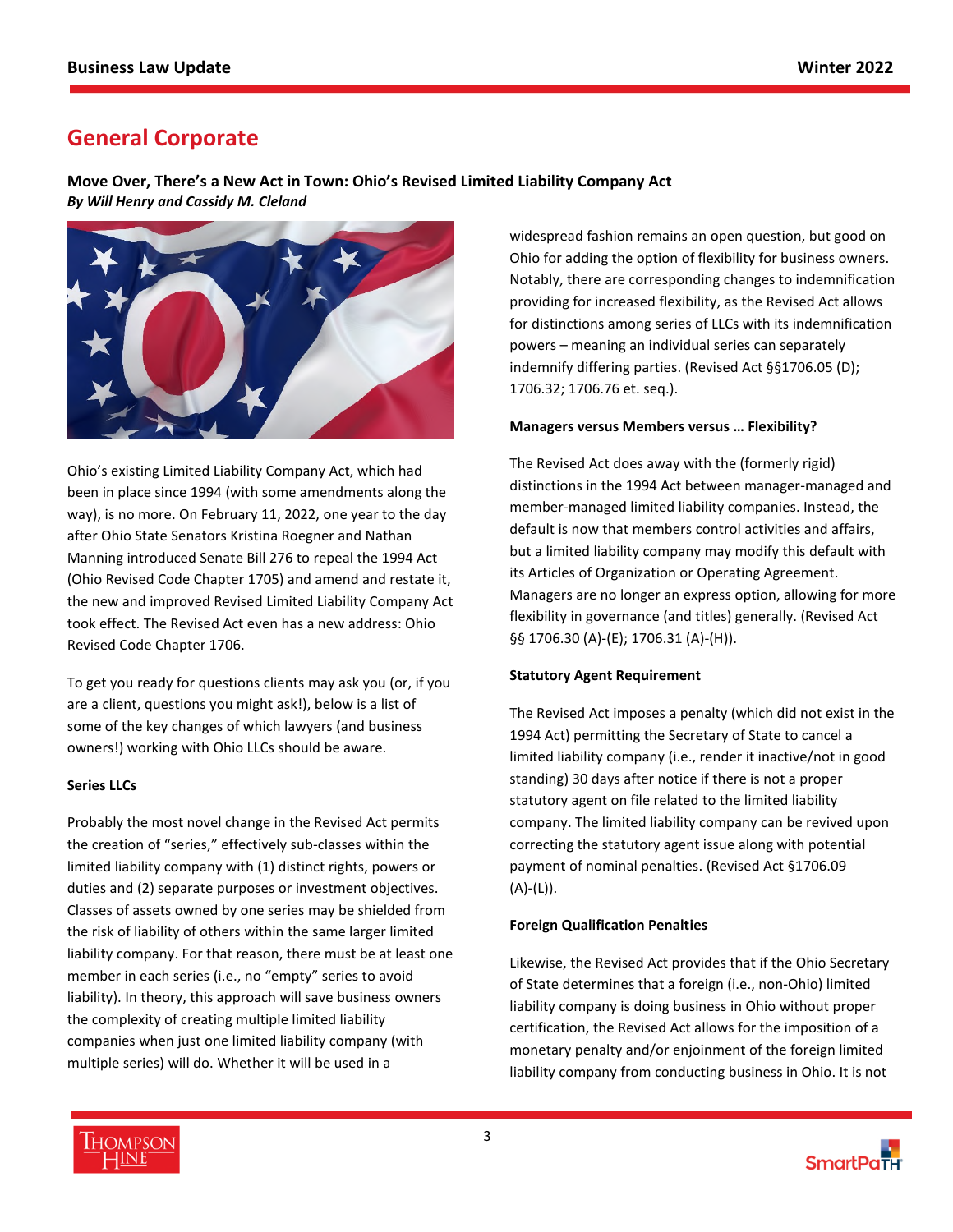## General Corporate

**Move Over, There's a New Act in Town: Ohio's Revised Limited Liability Company Act**
***By Will Henry and Cassidy M. Cleland***

Ohio's existing Limited Liability Company Act, which had been in place since 1994 (with some amendments along the way), is no more. On February 11, 2022, one year to the day after Ohio State Senators Kristina Roegner and Nathan Manning introduced Senate Bill 276 to repeal the 1994 Act (Ohio Revised Code Chapter 1705) and amend and restate it, the new and improved Revised Limited Liability Company Act took effect. The Revised Act even has a new address: Ohio Revised Code Chapter 1706.

To get you ready for questions clients may ask you (or, if you are a client, questions you might ask!), below is a list of some of the key changes of which lawyers (and business owners!) working with Ohio LLCs should be aware.

**Series LLCs**

Probably the most novel change in the Revised Act permits the creation of "series," effectively sub-classes within the limited liability company with (1) distinct rights, powers or duties and (2) separate purposes or investment objectives. Classes of assets owned by one series may be shielded from the risk of liability of others within the same larger limited liability company. For that reason, there must be at least one member in each series (i.e., no "empty" series to avoid liability). In theory, this approach will save business owners the complexity of creating multiple limited liability companies when just one limited liability company (with multiple series) will do. Whether it will be used in a widespread fashion remains an open question, but good on Ohio for adding the option of flexibility for business owners. Notably, there are corresponding changes to indemnification providing for increased flexibility, as the Revised Act allows for distinctions among series of LLCs with its indemnification powers – meaning an individual series can separately indemnify differing parties. (Revised Act §§1706.05 (D); 1706.32; 1706.76 et. seq.).

**Managers versus Members versus … Flexibility?**

The Revised Act does away with the (formerly rigid) distinctions in the 1994 Act between manager-managed and member-managed limited liability companies. Instead, the default is now that members control activities and affairs, but a limited liability company may modify this default with its Articles of Organization or Operating Agreement. Managers are no longer an express option, allowing for more flexibility in governance (and titles) generally. (Revised Act §§ 1706.30 (A)-(E); 1706.31 (A)-(H)).

**Statutory Agent Requirement**

The Revised Act imposes a penalty (which did not exist in the 1994 Act) permitting the Secretary of State to cancel a limited liability company (i.e., render it inactive/not in good standing) 30 days after notice if there is not a proper statutory agent on file related to the limited liability company. The limited liability company can be revived upon correcting the statutory agent issue along with potential payment of nominal penalties. (Revised Act §1706.09 (A)-(L)).

**Foreign Qualification Penalties**

Likewise, the Revised Act provides that if the Ohio Secretary of State determines that a foreign (i.e., non-Ohio) limited liability company is doing business in Ohio without proper certification, the Revised Act allows for the imposition of a monetary penalty and/or enjoinment of the foreign limited liability company from conducting business in Ohio. It is not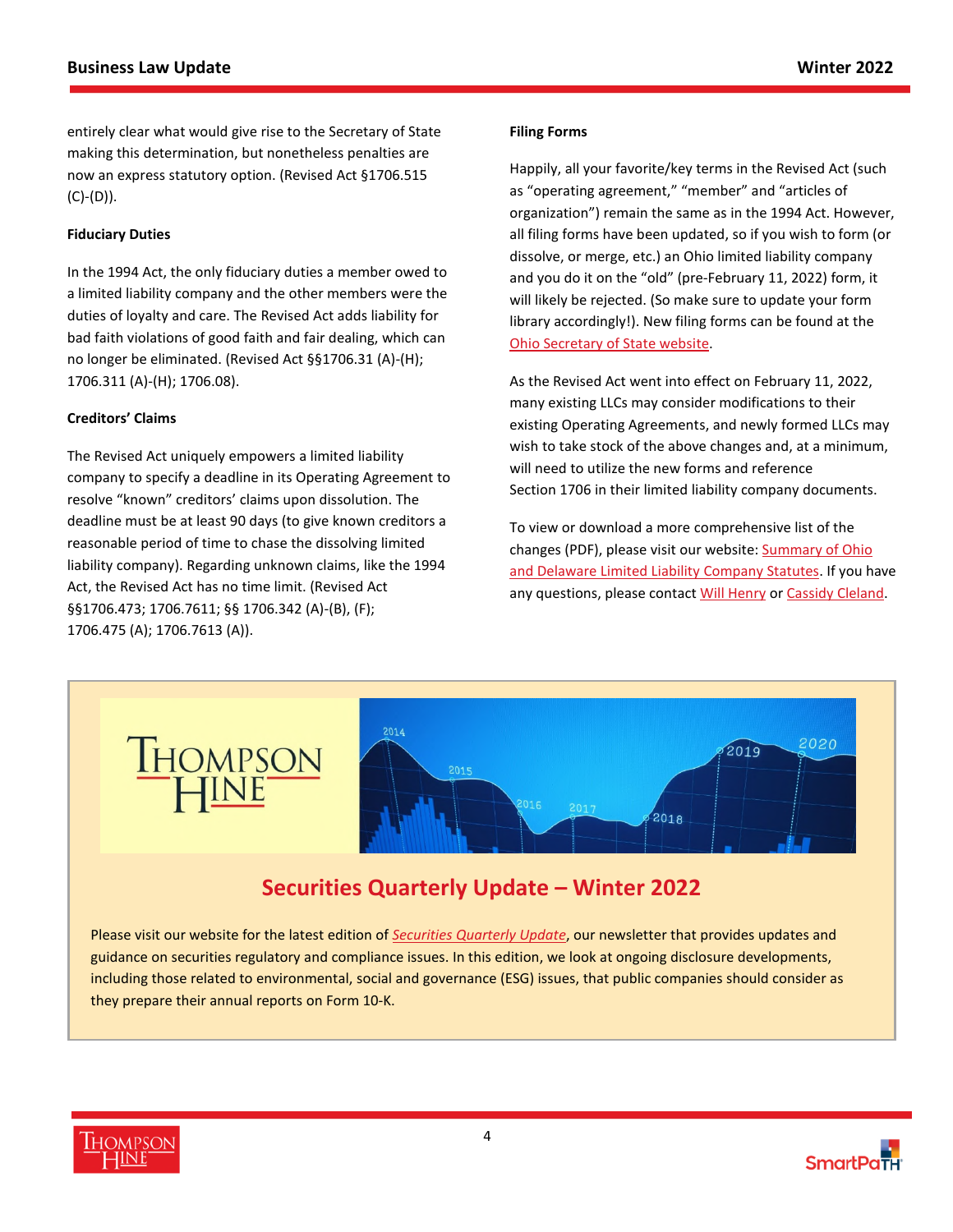entirely clear what would give rise to the Secretary of State making this determination, but nonetheless penalties are now an express statutory option. (Revised Act §1706.515 (C)-(D)).

**Fiduciary Duties**

In the 1994 Act, the only fiduciary duties a member owed to a limited liability company and the other members were the duties of loyalty and care. The Revised Act adds liability for bad faith violations of good faith and fair dealing, which can no longer be eliminated. (Revised Act §§1706.31 (A)-(H); 1706.311 (A)-(H); 1706.08).

**Creditors' Claims**

The Revised Act uniquely empowers a limited liability company to specify a deadline in its Operating Agreement to resolve "known" creditors' claims upon dissolution. The deadline must be at least 90 days (to give known creditors a reasonable period of time to chase the dissolving limited liability company). Regarding unknown claims, like the 1994 Act, the Revised Act has no time limit. (Revised Act §§1706.473; 1706.7611; §§ 1706.342 (A)-(B), (F); 1706.475 (A); 1706.7613 (A)).

**Filing Forms**

Happily, all your favorite/key terms in the Revised Act (such as "operating agreement," "member" and "articles of organization") remain the same as in the 1994 Act. However, all filing forms have been updated, so if you wish to form (or dissolve, or merge, etc.) an Ohio limited liability company and you do it on the "old" (pre-February 11, 2022) form, it will likely be rejected. (So make sure to update your form library accordingly!). New filing forms can be found at the Ohio Secretary of State website.

As the Revised Act went into effect on February 11, 2022, many existing LLCs may consider modifications to their existing Operating Agreements, and newly formed LLCs may wish to take stock of the above changes and, at a minimum, will need to utilize the new forms and reference Section 1706 in their limited liability company documents.

To view or download a more comprehensive list of the changes (PDF), please visit our website: Summary of Ohio and Delaware Limited Liability Company Statutes. If you have any questions, please contact Will Henry or Cassidy Cleland.

## Securities Quarterly Update – Winter 2022

Please visit our website for the latest edition of *Securities Quarterly Update*, our newsletter that provides updates and guidance on securities regulatory and compliance issues. In this edition, we look at ongoing disclosure developments, including those related to environmental, social and governance (ESG) issues, that public companies should consider as they prepare their annual reports on Form 10-K.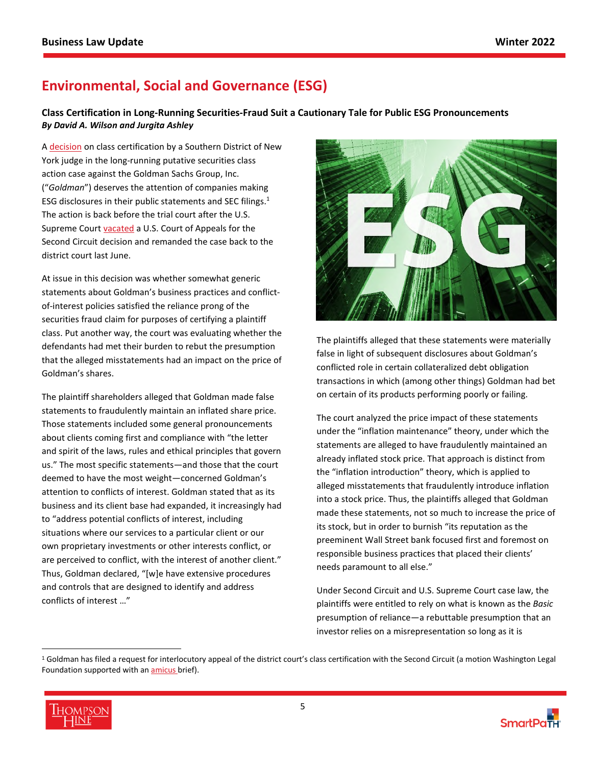# Environmental, Social and Governance (ESG)

**Class Certification in Long-Running Securities-Fraud Suit a Cautionary Tale for Public ESG Pronouncements**
***By David A. Wilson and Jurgita Ashley***

A decision on class certification by a Southern District of New York judge in the long-running putative securities class action case against the Goldman Sachs Group, Inc. ("*Goldman*") deserves the attention of companies making ESG disclosures in their public statements and SEC filings.[1] The action is back before the trial court after the U.S. Supreme Court vacated a U.S. Court of Appeals for the Second Circuit decision and remanded the case back to the district court last June.

At issue in this decision was whether somewhat generic statements about Goldman's business practices and conflict-of-interest policies satisfied the reliance prong of the securities fraud claim for purposes of certifying a plaintiff class. Put another way, the court was evaluating whether the defendants had met their burden to rebut the presumption that the alleged misstatements had an impact on the price of Goldman's shares.

The plaintiff shareholders alleged that Goldman made false statements to fraudulently maintain an inflated share price. Those statements included some general pronouncements about clients coming first and compliance with "the letter and spirit of the laws, rules and ethical principles that govern us." The most specific statements—and those that the court deemed to have the most weight—concerned Goldman's attention to conflicts of interest. Goldman stated that as its business and its client base had expanded, it increasingly had to "address potential conflicts of interest, including situations where our services to a particular client or our own proprietary investments or other interests conflict, or are perceived to conflict, with the interest of another client." Thus, Goldman declared, "[w]e have extensive procedures and controls that are designed to identify and address conflicts of interest …"

The plaintiffs alleged that these statements were materially false in light of subsequent disclosures about Goldman's conflicted role in certain collateralized debt obligation transactions in which (among other things) Goldman had bet on certain of its products performing poorly or failing.

The court analyzed the price impact of these statements under the "inflation maintenance" theory, under which the statements are alleged to have fraudulently maintained an already inflated stock price. That approach is distinct from the "inflation introduction" theory, which is applied to alleged misstatements that fraudulently introduce inflation into a stock price. Thus, the plaintiffs alleged that Goldman made these statements, not so much to increase the price of its stock, but in order to burnish "its reputation as the preeminent Wall Street bank focused first and foremost on responsible business practices that placed their clients' needs paramount to all else."

Under Second Circuit and U.S. Supreme Court case law, the plaintiffs were entitled to rely on what is known as the *Basic* presumption of reliance—a rebuttable presumption that an investor relies on a misrepresentation so long as it is

---

[1] Goldman has filed a request for interlocutory appeal of the district court's class certification with the Second Circuit (a motion Washington Legal Foundation supported with an amicus brief).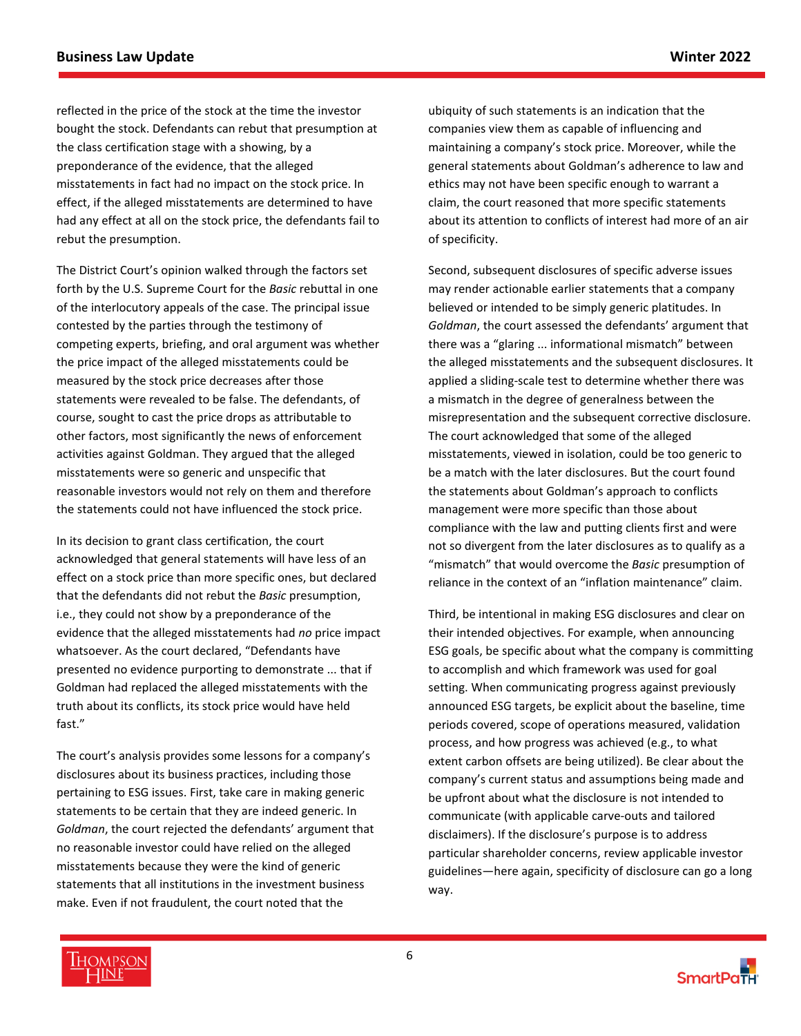reflected in the price of the stock at the time the investor bought the stock. Defendants can rebut that presumption at the class certification stage with a showing, by a preponderance of the evidence, that the alleged misstatements in fact had no impact on the stock price. In effect, if the alleged misstatements are determined to have had any effect at all on the stock price, the defendants fail to rebut the presumption.

The District Court's opinion walked through the factors set forth by the U.S. Supreme Court for the *Basic* rebuttal in one of the interlocutory appeals of the case. The principal issue contested by the parties through the testimony of competing experts, briefing, and oral argument was whether the price impact of the alleged misstatements could be measured by the stock price decreases after those statements were revealed to be false. The defendants, of course, sought to cast the price drops as attributable to other factors, most significantly the news of enforcement activities against Goldman. They argued that the alleged misstatements were so generic and unspecific that reasonable investors would not rely on them and therefore the statements could not have influenced the stock price.

In its decision to grant class certification, the court acknowledged that general statements will have less of an effect on a stock price than more specific ones, but declared that the defendants did not rebut the *Basic* presumption, i.e., they could not show by a preponderance of the evidence that the alleged misstatements had *no* price impact whatsoever. As the court declared, "Defendants have presented no evidence purporting to demonstrate ... that if Goldman had replaced the alleged misstatements with the truth about its conflicts, its stock price would have held fast."

The court's analysis provides some lessons for a company's disclosures about its business practices, including those pertaining to ESG issues. First, take care in making generic statements to be certain that they are indeed generic. In *Goldman*, the court rejected the defendants' argument that no reasonable investor could have relied on the alleged misstatements because they were the kind of generic statements that all institutions in the investment business make. Even if not fraudulent, the court noted that the ubiquity of such statements is an indication that the companies view them as capable of influencing and maintaining a company's stock price. Moreover, while the general statements about Goldman's adherence to law and ethics may not have been specific enough to warrant a claim, the court reasoned that more specific statements about its attention to conflicts of interest had more of an air of specificity.

Second, subsequent disclosures of specific adverse issues may render actionable earlier statements that a company believed or intended to be simply generic platitudes. In *Goldman*, the court assessed the defendants' argument that there was a "glaring ... informational mismatch" between the alleged misstatements and the subsequent disclosures. It applied a sliding-scale test to determine whether there was a mismatch in the degree of generalness between the misrepresentation and the subsequent corrective disclosure. The court acknowledged that some of the alleged misstatements, viewed in isolation, could be too generic to be a match with the later disclosures. But the court found the statements about Goldman's approach to conflicts management were more specific than those about compliance with the law and putting clients first and were not so divergent from the later disclosures as to qualify as a "mismatch" that would overcome the *Basic* presumption of reliance in the context of an "inflation maintenance" claim.

Third, be intentional in making ESG disclosures and clear on their intended objectives. For example, when announcing ESG goals, be specific about what the company is committing to accomplish and which framework was used for goal setting. When communicating progress against previously announced ESG targets, be explicit about the baseline, time periods covered, scope of operations measured, validation process, and how progress was achieved (e.g., to what extent carbon offsets are being utilized). Be clear about the company's current status and assumptions being made and be upfront about what the disclosure is not intended to communicate (with applicable carve-outs and tailored disclaimers). If the disclosure's purpose is to address particular shareholder concerns, review applicable investor guidelines—here again, specificity of disclosure can go a long way.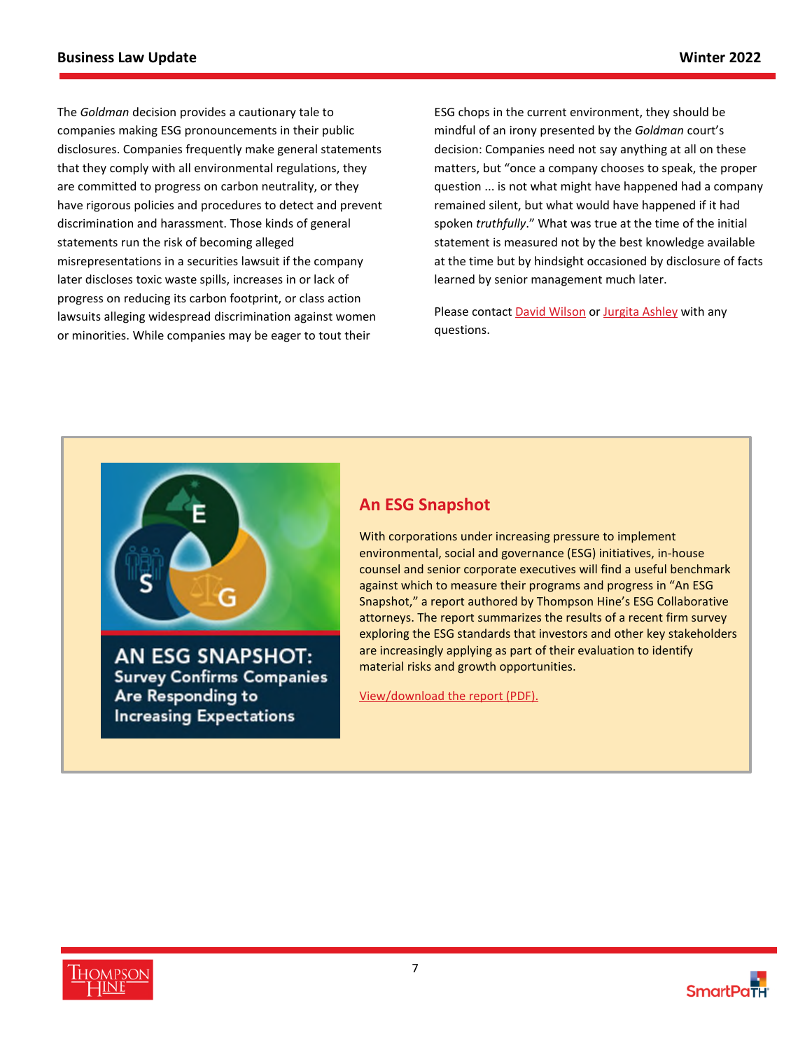The *Goldman* decision provides a cautionary tale to companies making ESG pronouncements in their public disclosures. Companies frequently make general statements that they comply with all environmental regulations, they are committed to progress on carbon neutrality, or they have rigorous policies and procedures to detect and prevent discrimination and harassment. Those kinds of general statements run the risk of becoming alleged misrepresentations in a securities lawsuit if the company later discloses toxic waste spills, increases in or lack of progress on reducing its carbon footprint, or class action lawsuits alleging widespread discrimination against women or minorities. While companies may be eager to tout their ESG chops in the current environment, they should be mindful of an irony presented by the *Goldman* court's decision: Companies need not say anything at all on these matters, but "once a company chooses to speak, the proper question ... is not what might have happened had a company remained silent, but what would have happened if it had spoken *truthfully*." What was true at the time of the initial statement is measured not by the best knowledge available at the time but by hindsight occasioned by disclosure of facts learned by senior management much later.

Please contact David Wilson or Jurgita Ashley with any questions.

AN ESG SNAPSHOT: Survey Confirms Companies Are Responding to Increasing Expectations

## An ESG Snapshot

With corporations under increasing pressure to implement environmental, social and governance (ESG) initiatives, in-house counsel and senior corporate executives will find a useful benchmark against which to measure their programs and progress in "An ESG Snapshot," a report authored by Thompson Hine's ESG Collaborative attorneys. The report summarizes the results of a recent firm survey exploring the ESG standards that investors and other key stakeholders are increasingly applying as part of their evaluation to identify material risks and growth opportunities.

View/download the report (PDF).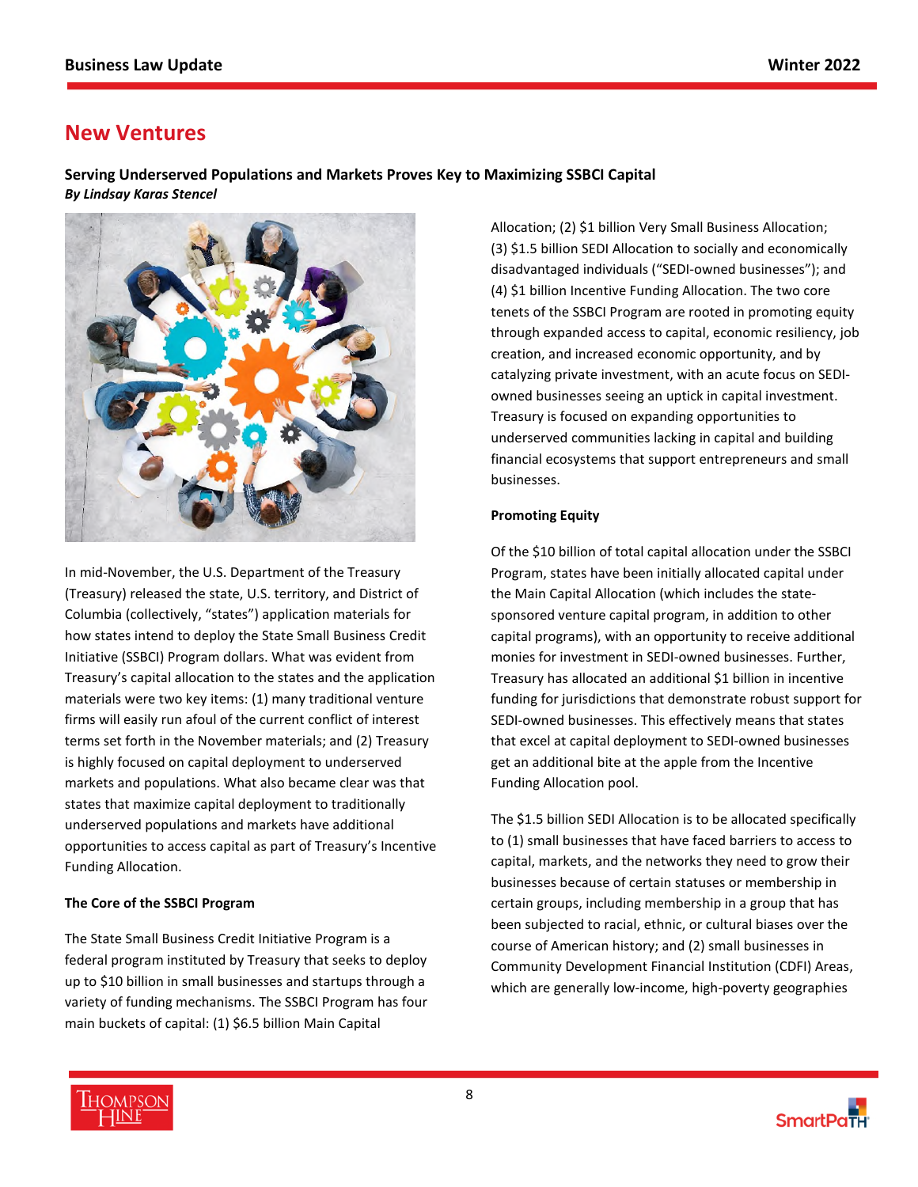## New Ventures

**Serving Underserved Populations and Markets Proves Key to Maximizing SSBCI Capital**
***By Lindsay Karas Stencel***

In mid-November, the U.S. Department of the Treasury (Treasury) released the state, U.S. territory, and District of Columbia (collectively, "states") application materials for how states intend to deploy the State Small Business Credit Initiative (SSBCI) Program dollars. What was evident from Treasury's capital allocation to the states and the application materials were two key items: (1) many traditional venture firms will easily run afoul of the current conflict of interest terms set forth in the November materials; and (2) Treasury is highly focused on capital deployment to underserved markets and populations. What also became clear was that states that maximize capital deployment to traditionally underserved populations and markets have additional opportunities to access capital as part of Treasury's Incentive Funding Allocation.

**The Core of the SSBCI Program**

The State Small Business Credit Initiative Program is a federal program instituted by Treasury that seeks to deploy up to $10 billion in small businesses and startups through a variety of funding mechanisms. The SSBCI Program has four main buckets of capital: (1) $6.5 billion Main Capital Allocation; (2) $1 billion Very Small Business Allocation; (3) $1.5 billion SEDI Allocation to socially and economically disadvantaged individuals ("SEDI-owned businesses"); and (4) $1 billion Incentive Funding Allocation. The two core tenets of the SSBCI Program are rooted in promoting equity through expanded access to capital, economic resiliency, job creation, and increased economic opportunity, and by catalyzing private investment, with an acute focus on SEDI-owned businesses seeing an uptick in capital investment. Treasury is focused on expanding opportunities to underserved communities lacking in capital and building financial ecosystems that support entrepreneurs and small businesses.

**Promoting Equity**

Of the $10 billion of total capital allocation under the SSBCI Program, states have been initially allocated capital under the Main Capital Allocation (which includes the state-sponsored venture capital program, in addition to other capital programs), with an opportunity to receive additional monies for investment in SEDI-owned businesses. Further, Treasury has allocated an additional $1 billion in incentive funding for jurisdictions that demonstrate robust support for SEDI-owned businesses. This effectively means that states that excel at capital deployment to SEDI-owned businesses get an additional bite at the apple from the Incentive Funding Allocation pool.

The $1.5 billion SEDI Allocation is to be allocated specifically to (1) small businesses that have faced barriers to access to capital, markets, and the networks they need to grow their businesses because of certain statuses or membership in certain groups, including membership in a group that has been subjected to racial, ethnic, or cultural biases over the course of American history; and (2) small businesses in Community Development Financial Institution (CDFI) Areas, which are generally low-income, high-poverty geographies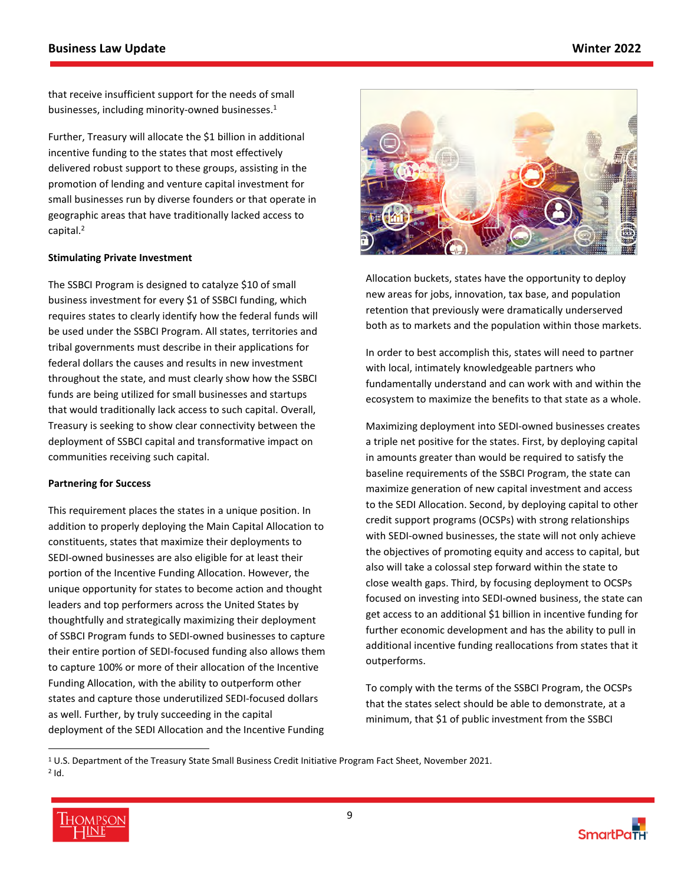that receive insufficient support for the needs of small businesses, including minority-owned businesses.[1]

Further, Treasury will allocate the $1 billion in additional incentive funding to the states that most effectively delivered robust support to these groups, assisting in the promotion of lending and venture capital investment for small businesses run by diverse founders or that operate in geographic areas that have traditionally lacked access to capital.[2]

**Stimulating Private Investment**

The SSBCI Program is designed to catalyze $10 of small business investment for every $1 of SSBCI funding, which requires states to clearly identify how the federal funds will be used under the SSBCI Program. All states, territories and tribal governments must describe in their applications for federal dollars the causes and results in new investment throughout the state, and must clearly show how the SSBCI funds are being utilized for small businesses and startups that would traditionally lack access to such capital. Overall, Treasury is seeking to show clear connectivity between the deployment of SSBCI capital and transformative impact on communities receiving such capital.

**Partnering for Success**

This requirement places the states in a unique position. In addition to properly deploying the Main Capital Allocation to constituents, states that maximize their deployments to SEDI-owned businesses are also eligible for at least their portion of the Incentive Funding Allocation. However, the unique opportunity for states to become action and thought leaders and top performers across the United States by thoughtfully and strategically maximizing their deployment of SSBCI Program funds to SEDI-owned businesses to capture their entire portion of SEDI-focused funding also allows them to capture 100% or more of their allocation of the Incentive Funding Allocation, with the ability to outperform other states and capture those underutilized SEDI-focused dollars as well. Further, by truly succeeding in the capital deployment of the SEDI Allocation and the Incentive Funding Allocation buckets, states have the opportunity to deploy new areas for jobs, innovation, tax base, and population retention that previously were dramatically underserved both as to markets and the population within those markets.

In order to best accomplish this, states will need to partner with local, intimately knowledgeable partners who fundamentally understand and can work with and within the ecosystem to maximize the benefits to that state as a whole.

Maximizing deployment into SEDI-owned businesses creates a triple net positive for the states. First, by deploying capital in amounts greater than would be required to satisfy the baseline requirements of the SSBCI Program, the state can maximize generation of new capital investment and access to the SEDI Allocation. Second, by deploying capital to other credit support programs (OCSPs) with strong relationships with SEDI-owned businesses, the state will not only achieve the objectives of promoting equity and access to capital, but also will take a colossal step forward within the state to close wealth gaps. Third, by focusing deployment to OCSPs focused on investing into SEDI-owned business, the state can get access to an additional $1 billion in incentive funding for further economic development and has the ability to pull in additional incentive funding reallocations from states that it outperforms.

To comply with the terms of the SSBCI Program, the OCSPs that the states select should be able to demonstrate, at a minimum, that $1 of public investment from the SSBCI

---

[1] U.S. Department of the Treasury State Small Business Credit Initiative Program Fact Sheet, November 2021.
[2] Id.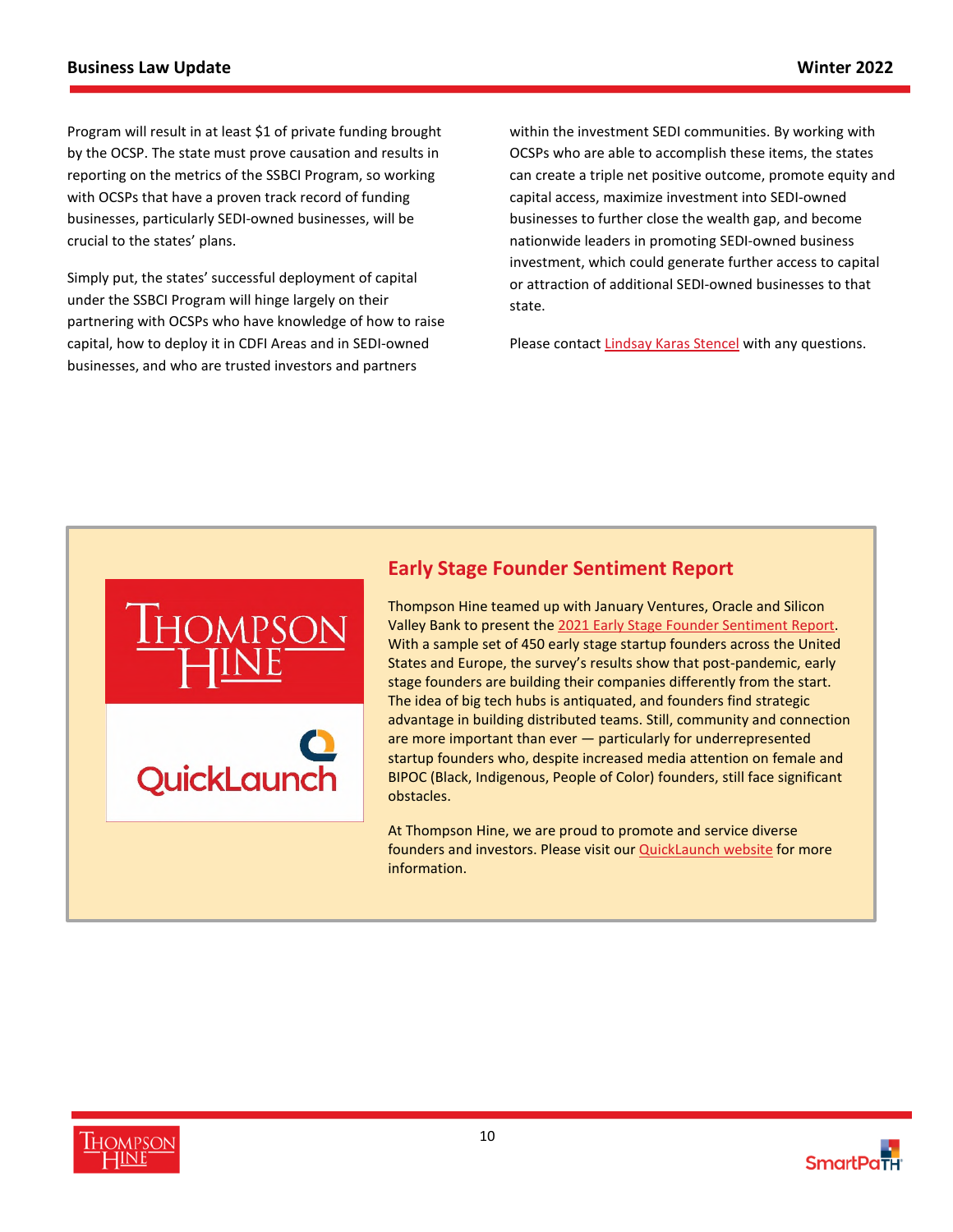Program will result in at least $1 of private funding brought by the OCSP. The state must prove causation and results in reporting on the metrics of the SSBCI Program, so working with OCSPs that have a proven track record of funding businesses, particularly SEDI-owned businesses, will be crucial to the states' plans.

Simply put, the states' successful deployment of capital under the SSBCI Program will hinge largely on their partnering with OCSPs who have knowledge of how to raise capital, how to deploy it in CDFI Areas and in SEDI-owned businesses, and who are trusted investors and partners within the investment SEDI communities. By working with OCSPs who are able to accomplish these items, the states can create a triple net positive outcome, promote equity and capital access, maximize investment into SEDI-owned businesses to further close the wealth gap, and become nationwide leaders in promoting SEDI-owned business investment, which could generate further access to capital or attraction of additional SEDI-owned businesses to that state.

Please contact Lindsay Karas Stencel with any questions.

## Early Stage Founder Sentiment Report

Thompson Hine teamed up with January Ventures, Oracle and Silicon Valley Bank to present the 2021 Early Stage Founder Sentiment Report. With a sample set of 450 early stage startup founders across the United States and Europe, the survey's results show that post-pandemic, early stage founders are building their companies differently from the start. The idea of big tech hubs is antiquated, and founders find strategic advantage in building distributed teams. Still, community and connection are more important than ever — particularly for underrepresented startup founders who, despite increased media attention on female and BIPOC (Black, Indigenous, People of Color) founders, still face significant obstacles.

At Thompson Hine, we are proud to promote and service diverse founders and investors. Please visit our QuickLaunch website for more information.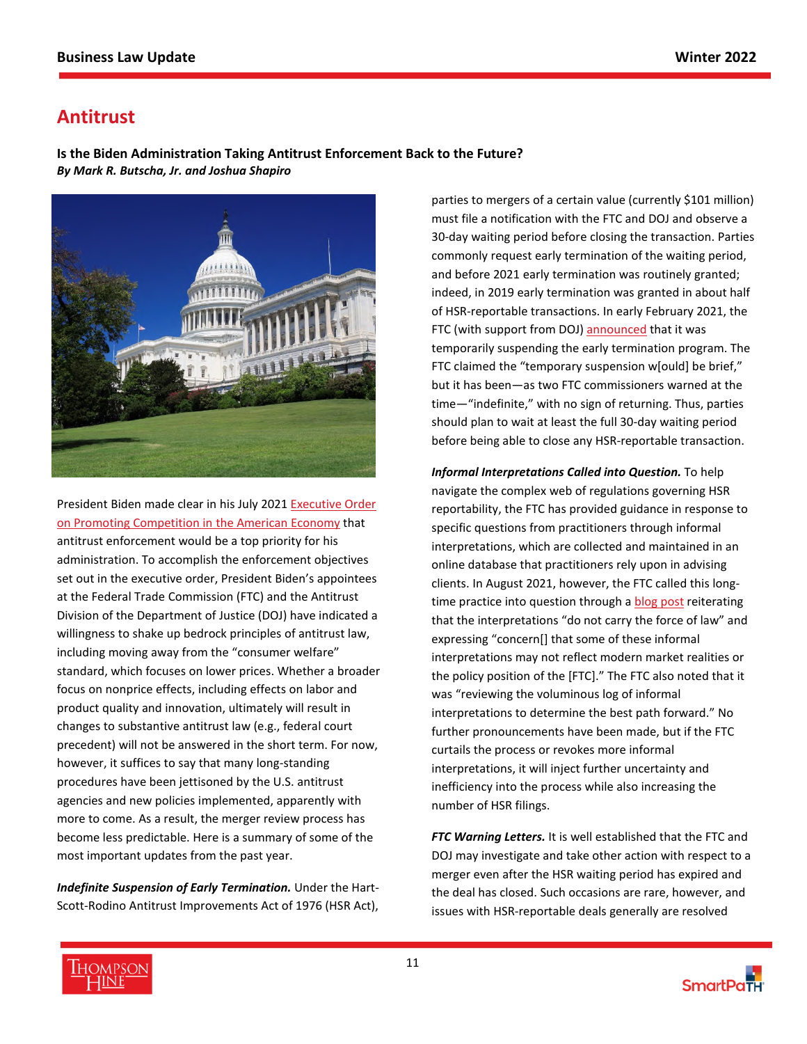# Antitrust

### Is the Biden Administration Taking Antitrust Enforcement Back to the Future?

***By Mark R. Butscha, Jr. and Joshua Shapiro***

President Biden made clear in his July 2021 Executive Order on Promoting Competition in the American Economy that antitrust enforcement would be a top priority for his administration. To accomplish the enforcement objectives set out in the executive order, President Biden's appointees at the Federal Trade Commission (FTC) and the Antitrust Division of the Department of Justice (DOJ) have indicated a willingness to shake up bedrock principles of antitrust law, including moving away from the "consumer welfare" standard, which focuses on lower prices. Whether a broader focus on nonprice effects, including effects on labor and product quality and innovation, ultimately will result in changes to substantive antitrust law (e.g., federal court precedent) will not be answered in the short term. For now, however, it suffices to say that many long-standing procedures have been jettisoned by the U.S. antitrust agencies and new policies implemented, apparently with more to come. As a result, the merger review process has become less predictable. Here is a summary of some of the most important updates from the past year.

***Indefinite Suspension of Early Termination.*** Under the Hart-Scott-Rodino Antitrust Improvements Act of 1976 (HSR Act), parties to mergers of a certain value (currently $101 million) must file a notification with the FTC and DOJ and observe a 30-day waiting period before closing the transaction. Parties commonly request early termination of the waiting period, and before 2021 early termination was routinely granted; indeed, in 2019 early termination was granted in about half of HSR-reportable transactions. In early February 2021, the FTC (with support from DOJ) announced that it was temporarily suspending the early termination program. The FTC claimed the "temporary suspension w[ould] be brief," but it has been—as two FTC commissioners warned at the time—"indefinite," with no sign of returning. Thus, parties should plan to wait at least the full 30-day waiting period before being able to close any HSR-reportable transaction.

***Informal Interpretations Called into Question.*** To help navigate the complex web of regulations governing HSR reportability, the FTC has provided guidance in response to specific questions from practitioners through informal interpretations, which are collected and maintained in an online database that practitioners rely upon in advising clients. In August 2021, however, the FTC called this long-time practice into question through a blog post reiterating that the interpretations "do not carry the force of law" and expressing "concern[] that some of these informal interpretations may not reflect modern market realities or the policy position of the [FTC]." The FTC also noted that it was "reviewing the voluminous log of informal interpretations to determine the best path forward." No further pronouncements have been made, but if the FTC curtails the process or revokes more informal interpretations, it will inject further uncertainty and inefficiency into the process while also increasing the number of HSR filings.

***FTC Warning Letters.*** It is well established that the FTC and DOJ may investigate and take other action with respect to a merger even after the HSR waiting period has expired and the deal has closed. Such occasions are rare, however, and issues with HSR-reportable deals generally are resolved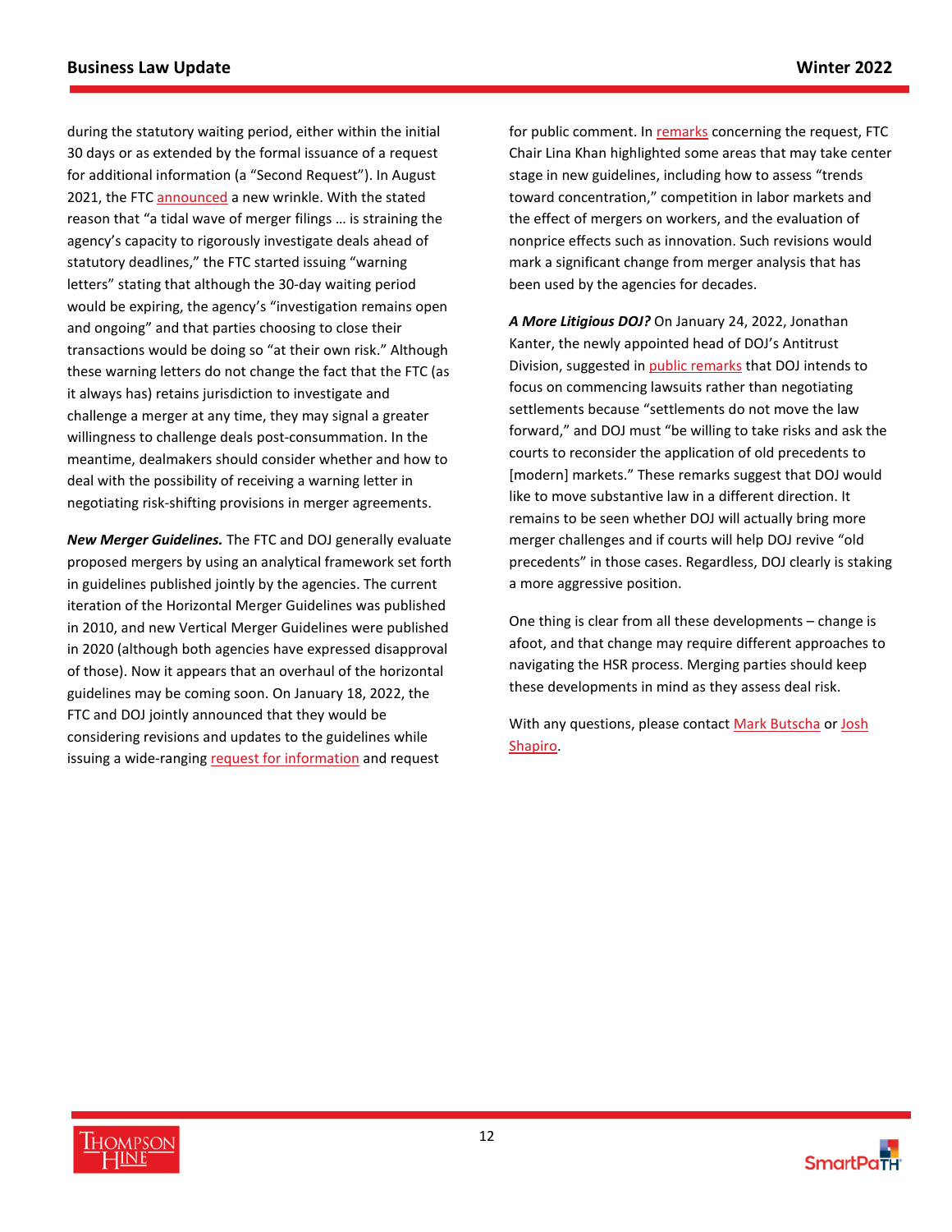during the statutory waiting period, either within the initial 30 days or as extended by the formal issuance of a request for additional information (a "Second Request"). In August 2021, the FTC announced a new wrinkle. With the stated reason that "a tidal wave of merger filings … is straining the agency's capacity to rigorously investigate deals ahead of statutory deadlines," the FTC started issuing "warning letters" stating that although the 30-day waiting period would be expiring, the agency's "investigation remains open and ongoing" and that parties choosing to close their transactions would be doing so "at their own risk." Although these warning letters do not change the fact that the FTC (as it always has) retains jurisdiction to investigate and challenge a merger at any time, they may signal a greater willingness to challenge deals post-consummation. In the meantime, dealmakers should consider whether and how to deal with the possibility of receiving a warning letter in negotiating risk-shifting provisions in merger agreements.

***New Merger Guidelines.*** The FTC and DOJ generally evaluate proposed mergers by using an analytical framework set forth in guidelines published jointly by the agencies. The current iteration of the Horizontal Merger Guidelines was published in 2010, and new Vertical Merger Guidelines were published in 2020 (although both agencies have expressed disapproval of those). Now it appears that an overhaul of the horizontal guidelines may be coming soon. On January 18, 2022, the FTC and DOJ jointly announced that they would be considering revisions and updates to the guidelines while issuing a wide-ranging request for information and request for public comment. In remarks concerning the request, FTC Chair Lina Khan highlighted some areas that may take center stage in new guidelines, including how to assess "trends toward concentration," competition in labor markets and the effect of mergers on workers, and the evaluation of nonprice effects such as innovation. Such revisions would mark a significant change from merger analysis that has been used by the agencies for decades.

***A More Litigious DOJ?*** On January 24, 2022, Jonathan Kanter, the newly appointed head of DOJ's Antitrust Division, suggested in public remarks that DOJ intends to focus on commencing lawsuits rather than negotiating settlements because "settlements do not move the law forward," and DOJ must "be willing to take risks and ask the courts to reconsider the application of old precedents to [modern] markets." These remarks suggest that DOJ would like to move substantive law in a different direction. It remains to be seen whether DOJ will actually bring more merger challenges and if courts will help DOJ revive "old precedents" in those cases. Regardless, DOJ clearly is staking a more aggressive position.

One thing is clear from all these developments – change is afoot, and that change may require different approaches to navigating the HSR process. Merging parties should keep these developments in mind as they assess deal risk.

With any questions, please contact Mark Butscha or Josh Shapiro.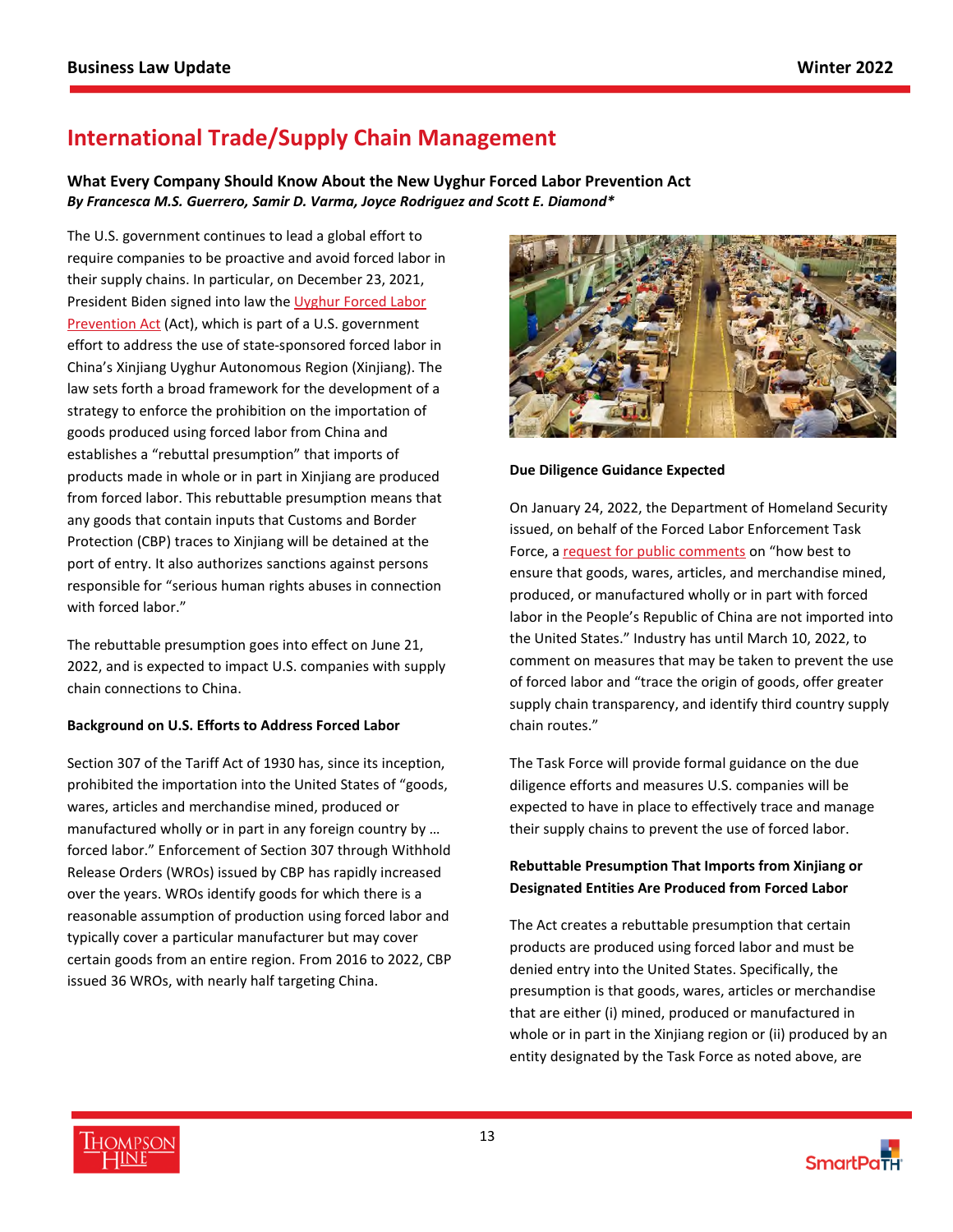## International Trade/Supply Chain Management

### What Every Company Should Know About the New Uyghur Forced Labor Prevention Act

***By Francesca M.S. Guerrero, Samir D. Varma, Joyce Rodriguez and Scott E. Diamond****

The U.S. government continues to lead a global effort to require companies to be proactive and avoid forced labor in their supply chains. In particular, on December 23, 2021, President Biden signed into law the Uyghur Forced Labor Prevention Act (Act), which is part of a U.S. government effort to address the use of state-sponsored forced labor in China's Xinjiang Uyghur Autonomous Region (Xinjiang). The law sets forth a broad framework for the development of a strategy to enforce the prohibition on the importation of goods produced using forced labor from China and establishes a "rebuttal presumption" that imports of products made in whole or in part in Xinjiang are produced from forced labor. This rebuttable presumption means that any goods that contain inputs that Customs and Border Protection (CBP) traces to Xinjiang will be detained at the port of entry. It also authorizes sanctions against persons responsible for "serious human rights abuses in connection with forced labor."

The rebuttable presumption goes into effect on June 21, 2022, and is expected to impact U.S. companies with supply chain connections to China.

**Background on U.S. Efforts to Address Forced Labor**

Section 307 of the Tariff Act of 1930 has, since its inception, prohibited the importation into the United States of "goods, wares, articles and merchandise mined, produced or manufactured wholly or in part in any foreign country by … forced labor." Enforcement of Section 307 through Withhold Release Orders (WROs) issued by CBP has rapidly increased over the years. WROs identify goods for which there is a reasonable assumption of production using forced labor and typically cover a particular manufacturer but may cover certain goods from an entire region. From 2016 to 2022, CBP issued 36 WROs, with nearly half targeting China.

**Due Diligence Guidance Expected**

On January 24, 2022, the Department of Homeland Security issued, on behalf of the Forced Labor Enforcement Task Force, a request for public comments on "how best to ensure that goods, wares, articles, and merchandise mined, produced, or manufactured wholly or in part with forced labor in the People's Republic of China are not imported into the United States." Industry has until March 10, 2022, to comment on measures that may be taken to prevent the use of forced labor and "trace the origin of goods, offer greater supply chain transparency, and identify third country supply chain routes."

The Task Force will provide formal guidance on the due diligence efforts and measures U.S. companies will be expected to have in place to effectively trace and manage their supply chains to prevent the use of forced labor.

**Rebuttable Presumption That Imports from Xinjiang or Designated Entities Are Produced from Forced Labor**

The Act creates a rebuttable presumption that certain products are produced using forced labor and must be denied entry into the United States. Specifically, the presumption is that goods, wares, articles or merchandise that are either (i) mined, produced or manufactured in whole or in part in the Xinjiang region or (ii) produced by an entity designated by the Task Force as noted above, are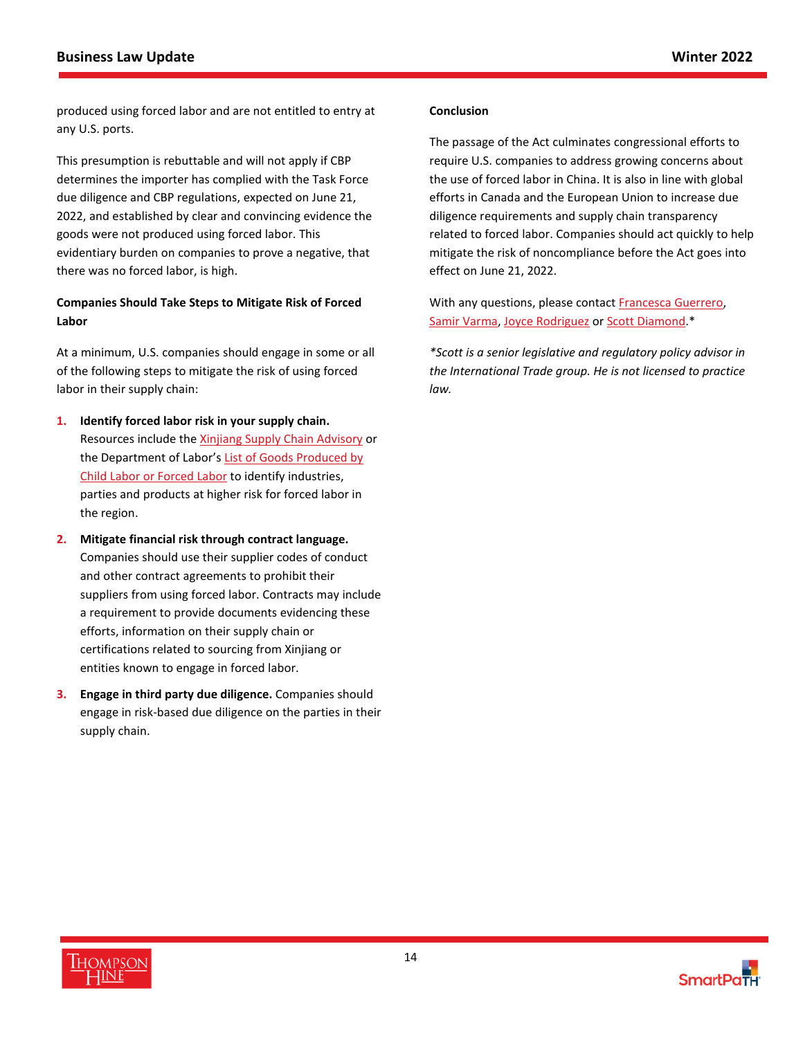produced using forced labor and are not entitled to entry at any U.S. ports.

This presumption is rebuttable and will not apply if CBP determines the importer has complied with the Task Force due diligence and CBP regulations, expected on June 21, 2022, and established by clear and convincing evidence the goods were not produced using forced labor. This evidentiary burden on companies to prove a negative, that there was no forced labor, is high.

**Companies Should Take Steps to Mitigate Risk of Forced Labor**

At a minimum, U.S. companies should engage in some or all of the following steps to mitigate the risk of using forced labor in their supply chain:

1. **Identify forced labor risk in your supply chain.** Resources include the Xinjiang Supply Chain Advisory or the Department of Labor's List of Goods Produced by Child Labor or Forced Labor to identify industries, parties and products at higher risk for forced labor in the region.
2. **Mitigate financial risk through contract language.** Companies should use their supplier codes of conduct and other contract agreements to prohibit their suppliers from using forced labor. Contracts may include a requirement to provide documents evidencing these efforts, information on their supply chain or certifications related to sourcing from Xinjiang or entities known to engage in forced labor.
3. **Engage in third party due diligence.** Companies should engage in risk-based due diligence on the parties in their supply chain.

**Conclusion**

The passage of the Act culminates congressional efforts to require U.S. companies to address growing concerns about the use of forced labor in China. It is also in line with global efforts in Canada and the European Union to increase due diligence requirements and supply chain transparency related to forced labor. Companies should act quickly to help mitigate the risk of noncompliance before the Act goes into effect on June 21, 2022.

With any questions, please contact Francesca Guerrero, Samir Varma, Joyce Rodriguez or Scott Diamond.*

*\*Scott is a senior legislative and regulatory policy advisor in the International Trade group. He is not licensed to practice law.*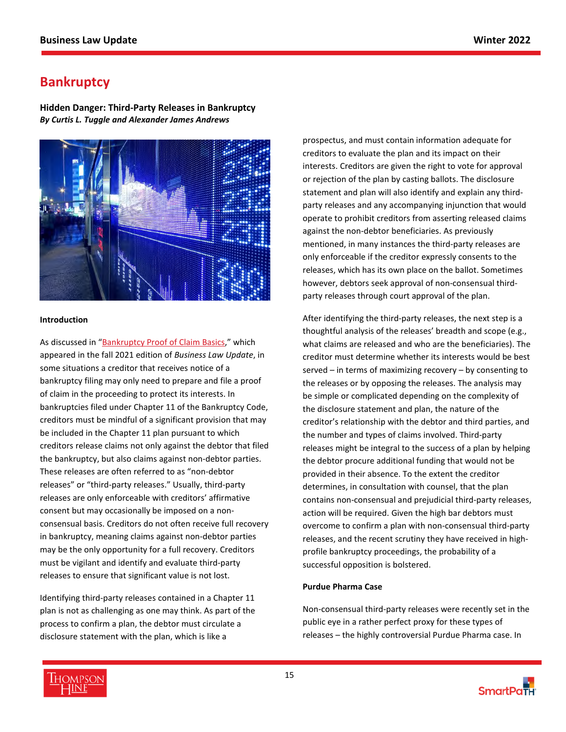# Bankruptcy

**Hidden Danger: Third-Party Releases in Bankruptcy**
***By Curtis L. Tuggle and Alexander James Andrews***

**Introduction**

As discussed in "Bankruptcy Proof of Claim Basics," which appeared in the fall 2021 edition of *Business Law Update*, in some situations a creditor that receives notice of a bankruptcy filing may only need to prepare and file a proof of claim in the proceeding to protect its interests. In bankruptcies filed under Chapter 11 of the Bankruptcy Code, creditors must be mindful of a significant provision that may be included in the Chapter 11 plan pursuant to which creditors release claims not only against the debtor that filed the bankruptcy, but also claims against non-debtor parties. These releases are often referred to as "non-debtor releases" or "third-party releases." Usually, third-party releases are only enforceable with creditors' affirmative consent but may occasionally be imposed on a non-consensual basis. Creditors do not often receive full recovery in bankruptcy, meaning claims against non-debtor parties may be the only opportunity for a full recovery. Creditors must be vigilant and identify and evaluate third-party releases to ensure that significant value is not lost.

Identifying third-party releases contained in a Chapter 11 plan is not as challenging as one may think. As part of the process to confirm a plan, the debtor must circulate a disclosure statement with the plan, which is like a prospectus, and must contain information adequate for creditors to evaluate the plan and its impact on their interests. Creditors are given the right to vote for approval or rejection of the plan by casting ballots. The disclosure statement and plan will also identify and explain any third-party releases and any accompanying injunction that would operate to prohibit creditors from asserting released claims against the non-debtor beneficiaries. As previously mentioned, in many instances the third-party releases are only enforceable if the creditor expressly consents to the releases, which has its own place on the ballot. Sometimes however, debtors seek approval of non-consensual third-party releases through court approval of the plan.

After identifying the third-party releases, the next step is a thoughtful analysis of the releases' breadth and scope (e.g., what claims are released and who are the beneficiaries). The creditor must determine whether its interests would be best served – in terms of maximizing recovery – by consenting to the releases or by opposing the releases. The analysis may be simple or complicated depending on the complexity of the disclosure statement and plan, the nature of the creditor's relationship with the debtor and third parties, and the number and types of claims involved. Third-party releases might be integral to the success of a plan by helping the debtor procure additional funding that would not be provided in their absence. To the extent the creditor determines, in consultation with counsel, that the plan contains non-consensual and prejudicial third-party releases, action will be required. Given the high bar debtors must overcome to confirm a plan with non-consensual third-party releases, and the recent scrutiny they have received in high-profile bankruptcy proceedings, the probability of a successful opposition is bolstered.

**Purdue Pharma Case**

Non-consensual third-party releases were recently set in the public eye in a rather perfect proxy for these types of releases – the highly controversial Purdue Pharma case. In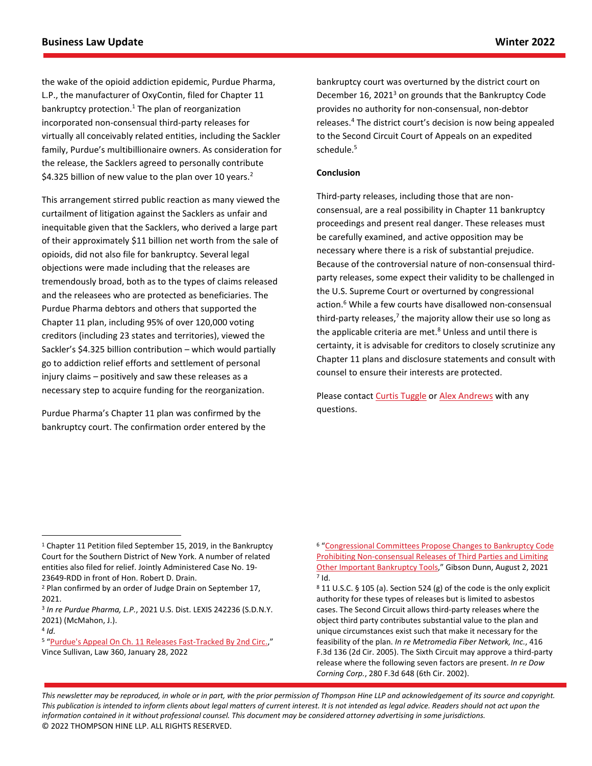the wake of the opioid addiction epidemic, Purdue Pharma, L.P., the manufacturer of OxyContin, filed for Chapter 11 bankruptcy protection.[1] The plan of reorganization incorporated non-consensual third-party releases for virtually all conceivably related entities, including the Sackler family, Purdue's multibillionaire owners. As consideration for the release, the Sacklers agreed to personally contribute $4.325 billion of new value to the plan over 10 years.[2]

This arrangement stirred public reaction as many viewed the curtailment of litigation against the Sacklers as unfair and inequitable given that the Sacklers, who derived a large part of their approximately $11 billion net worth from the sale of opioids, did not also file for bankruptcy. Several legal objections were made including that the releases are tremendously broad, both as to the types of claims released and the releasees who are protected as beneficiaries. The Purdue Pharma debtors and others that supported the Chapter 11 plan, including 95% of over 120,000 voting creditors (including 23 states and territories), viewed the Sackler's $4.325 billion contribution – which would partially go to addiction relief efforts and settlement of personal injury claims – positively and saw these releases as a necessary step to acquire funding for the reorganization.

Purdue Pharma's Chapter 11 plan was confirmed by the bankruptcy court. The confirmation order entered by the bankruptcy court was overturned by the district court on December 16, 2021[3] on grounds that the Bankruptcy Code provides no authority for non-consensual, non-debtor releases.[4] The district court's decision is now being appealed to the Second Circuit Court of Appeals on an expedited schedule.[5]

**Conclusion**

Third-party releases, including those that are non-consensual, are a real possibility in Chapter 11 bankruptcy proceedings and present real danger. These releases must be carefully examined, and active opposition may be necessary where there is a risk of substantial prejudice. Because of the controversial nature of non-consensual third-party releases, some expect their validity to be challenged in the U.S. Supreme Court or overturned by congressional action.[6] While a few courts have disallowed non-consensual third-party releases,[7] the majority allow their use so long as the applicable criteria are met.[8] Unless and until there is certainty, it is advisable for creditors to closely scrutinize any Chapter 11 plans and disclosure statements and consult with counsel to ensure their interests are protected.

Please contact Curtis Tuggle or Alex Andrews with any questions.

---

[1] Chapter 11 Petition filed September 15, 2019, in the Bankruptcy Court for the Southern District of New York. A number of related entities also filed for relief. Jointly Administered Case No. 19-23649-RDD in front of Hon. Robert D. Drain.

[2] Plan confirmed by an order of Judge Drain on September 17, 2021.

[3] *In re Purdue Pharma, L.P.*, 2021 U.S. Dist. LEXIS 242236 (S.D.N.Y. 2021) (McMahon, J.).

[4] *Id.*

[5] "Purdue's Appeal On Ch. 11 Releases Fast-Tracked By 2nd Circ.," Vince Sullivan, Law 360, January 28, 2022

[6] "Congressional Committees Propose Changes to Bankruptcy Code Prohibiting Non-consensual Releases of Third Parties and Limiting Other Important Bankruptcy Tools," Gibson Dunn, August 2, 2021

[7] Id.

[8] 11 U.S.C. § 105 (a). Section 524 (g) of the code is the only explicit authority for these types of releases but is limited to asbestos cases. The Second Circuit allows third-party releases where the object third party contributes substantial value to the plan and unique circumstances exist such that make it necessary for the feasibility of the plan. *In re Metromedia Fiber Network, Inc.*, 416 F.3d 136 (2d Cir. 2005). The Sixth Circuit may approve a third-party release where the following seven factors are present. *In re Dow Corning Corp.*, 280 F.3d 648 (6th Cir. 2002).

*This newsletter may be reproduced, in whole or in part, with the prior permission of Thompson Hine LLP and acknowledgement of its source and copyright. This publication is intended to inform clients about legal matters of current interest. It is not intended as legal advice. Readers should not act upon the information contained in it without professional counsel. This document may be considered attorney advertising in some jurisdictions.*
© 2022 THOMPSON HINE LLP. ALL RIGHTS RESERVED.